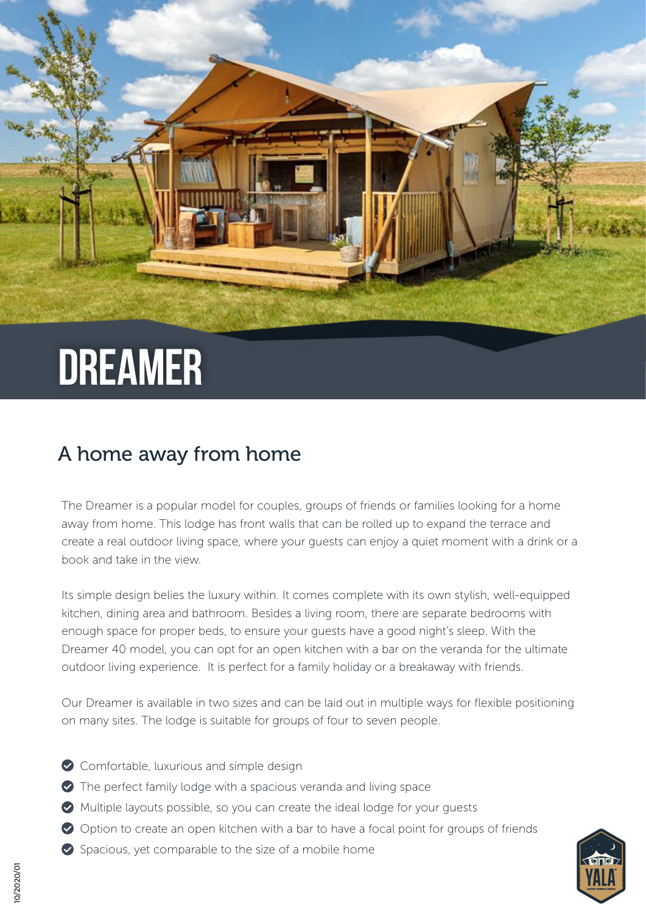# DREAMER

## A home away from home

The Dreamer is a popular model for couples, groups of friends or families looking for a home away from home. This lodge has front walls that can be rolled up to expand the terrace and create a real outdoor living space, where your guests can enjoy a quiet moment with a drink or a book and take in the view.

Its simple design belies the luxury within. It comes complete with its own stylish, well-equipped kitchen, dining area and bathroom. Besides a living room, there are separate bedrooms with enough space for proper beds, to ensure your guests have a good night's sleep. With the Dreamer 40 model, you can opt for an open kitchen with a bar on the veranda for the ultimate outdoor living experience. It is perfect for a family holiday or a breakaway with friends.

Our Dreamer is available in two sizes and can be laid out in multiple ways for flexible positioning on many sites. The lodge is suitable for groups of four to seven people.

- Comfortable, luxurious and simple design
- The perfect family lodge with a spacious veranda and living space
- Multiple layouts possible, so you can create the ideal lodge for your guests
- Option to create an open kitchen with a bar to have a focal point for groups of friends
- Spacious, yet comparable to the size of a mobile home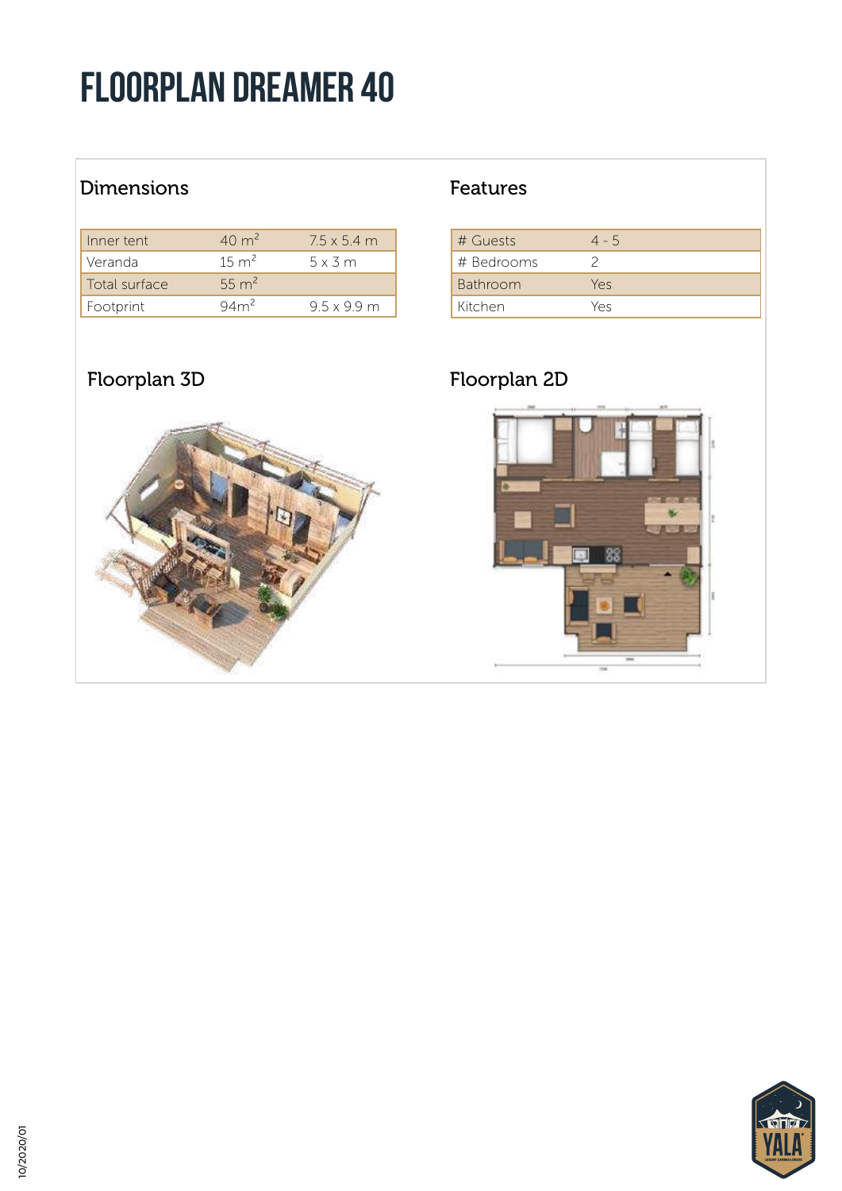# FLOORPLAN DREAMER 40

## Dimensions

| Inner tent | 40 m² | 7.5 x 5.4 m |
|---|---|---|
| Veranda | 15 m² | 5 x 3 m |
| Total surface | 55 m² | |
| Footprint | 94m² | 9.5 x 9.9 m |

## Features

| # Guests | 4 - 5 |
|---|---|
| # Bedrooms | 2 |
| Bathroom | Yes |
| Kitchen | Yes |

## Floorplan 3D

## Floorplan 2D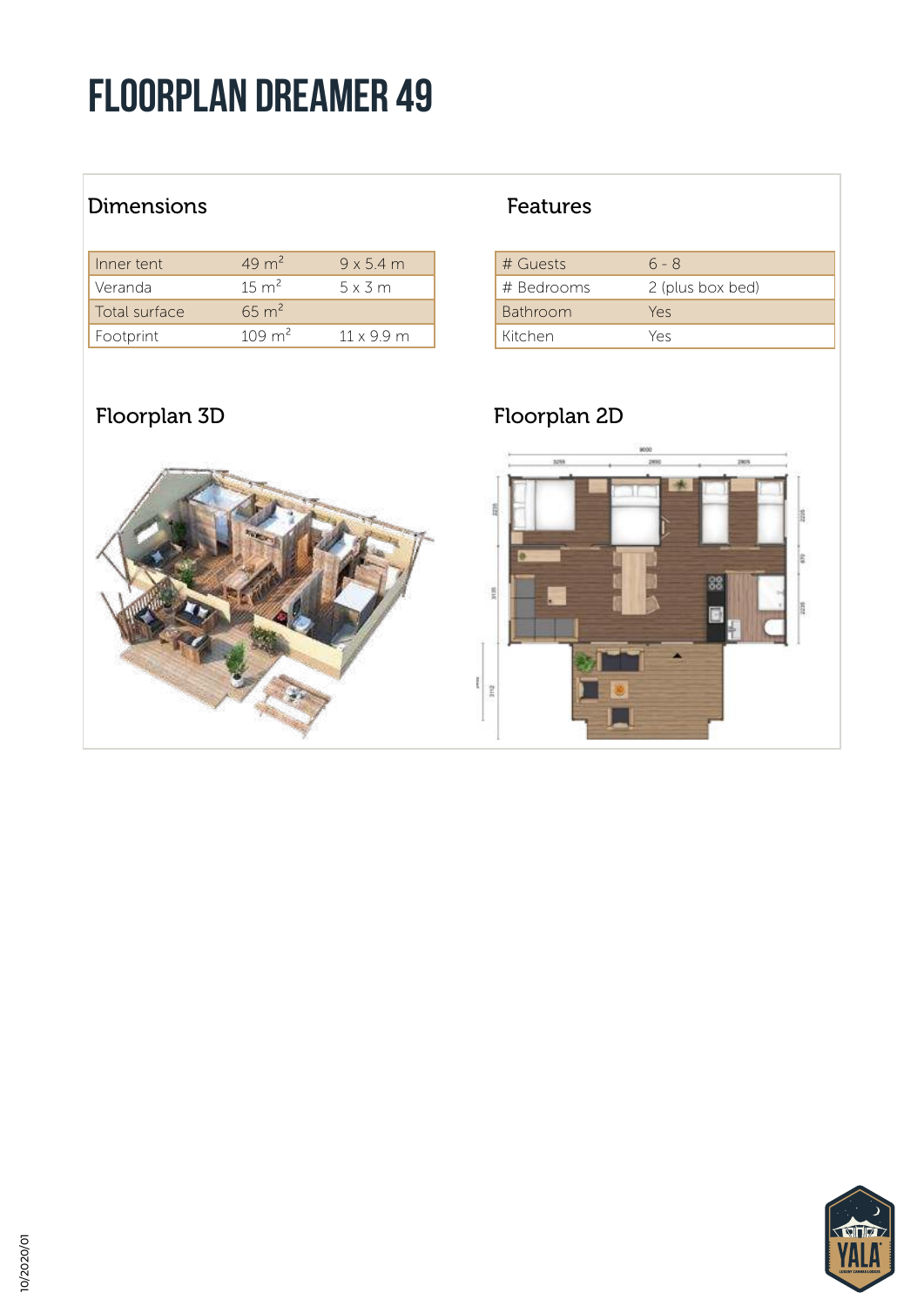# FLOORPLAN DREAMER 49

## Dimensions

| Inner tent | 49 $m^2$ | 9 x 5.4 m |
|---|---|---|
| Veranda | 15 $m^2$ | 5 x 3 m |
| Total surface | 65 $m^2$ | |
| Footprint | 109 $m^2$ | 11 x 9.9 m |

## Features

| # Guests | 6 - 8 |
|---|---|
| # Bedrooms | 2 (plus box bed) |
| Bathroom | Yes |
| Kitchen | Yes |

## Floorplan 3D

## Floorplan 2D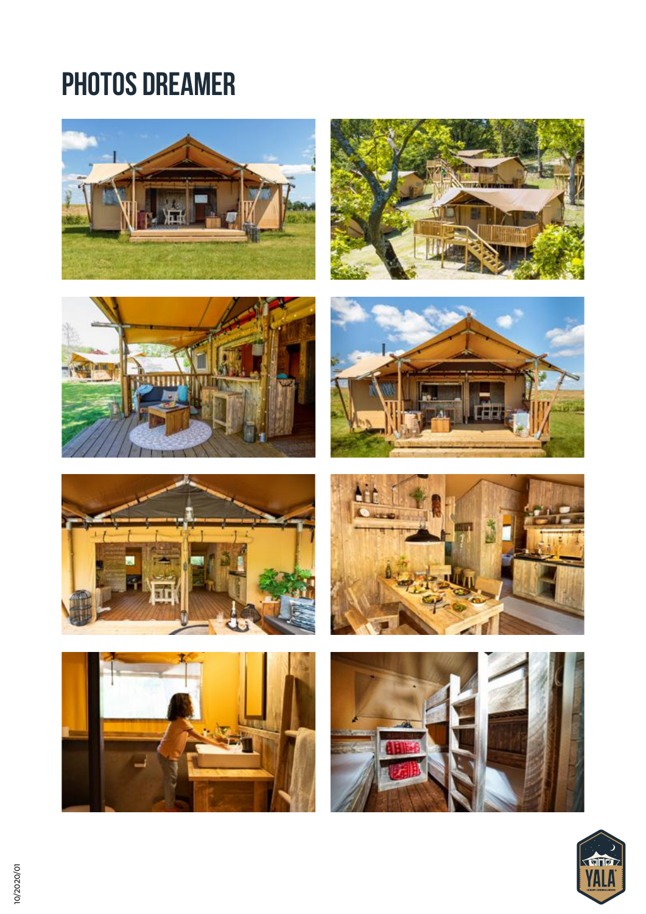# PHOTOS DREAMER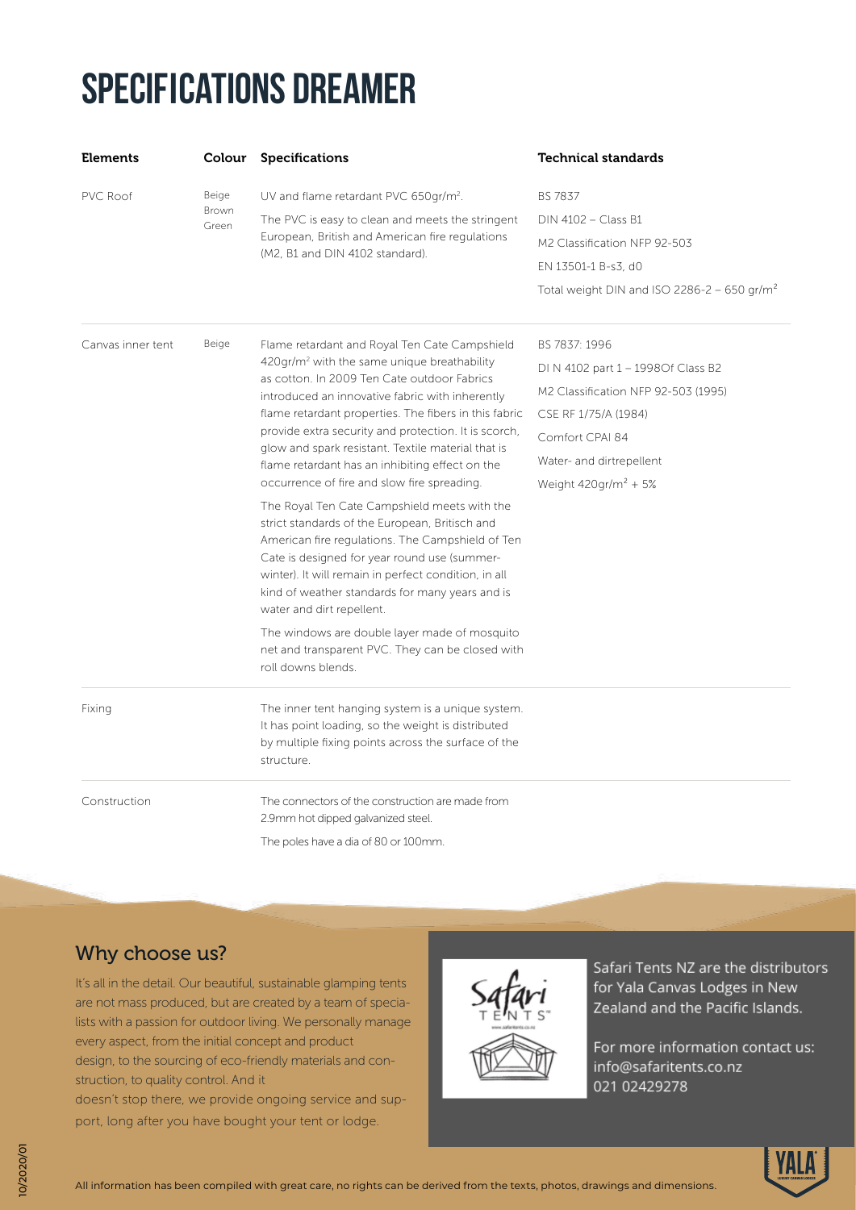# SPECIFICATIONS DREAMER

| Elements | Colour | Specifications | Technical standards |
|---|---|---|---|
| PVC Roof | Beige<br>Brown<br>Green | UV and flame retardant PVC 650gr/m². The PVC is easy to clean and meets the stringent European, British and American fire regulations (M2, B1 and DIN 4102 standard). | BS 7837<br>DIN 4102 – Class B1<br>M2 Classification NFP 92-503<br>EN 13501-1 B-s3, d0<br>Total weight DIN and ISO 2286-2 – 650 gr/m² |
| Canvas inner tent | Beige | Flame retardant and Royal Ten Cate Campshield 420gr/m² with the same unique breathability as cotton. In 2009 Ten Cate outdoor Fabrics introduced an innovative fabric with inherently flame retardant properties. The fibers in this fabric provide extra security and protection. It is scorch, glow and spark resistant. Textile material that is flame retardant has an inhibiting effect on the occurrence of fire and slow fire spreading.<br>The Royal Ten Cate Campshield meets with the strict standards of the European, Britisch and American fire regulations. The Campshield of Ten Cate is designed for year round use (summer-winter). It will remain in perfect condition, in all kind of weather standards for many years and is water and dirt repellent.<br>The windows are double layer made of mosquito net and transparent PVC. They can be closed with roll downs blends. | BS 7837: 1996<br>DI N 4102 part 1 – 1998Of Class B2<br>M2 Classification NFP 92-503 (1995)<br>CSE RF 1/75/A (1984)<br>Comfort CPAI 84<br>Water- and dirtrepellent<br>Weight 420gr/m² + 5% |
| Fixing | | The inner tent hanging system is a unique system. It has point loading, so the weight is distributed by multiple fixing points across the surface of the structure. | |
| Construction | | The connectors of the construction are made from 2.9mm hot dipped galvanized steel.<br>The poles have a dia of 80 or 100mm. | |

## Why choose us?

It's all in the detail. Our beautiful, sustainable glamping tents are not mass produced, but are created by a team of specialists with a passion for outdoor living. We personally manage every aspect, from the initial concept and product design, to the sourcing of eco-friendly materials and construction, to quality control. And it doesn't stop there, we provide ongoing service and support, long after you have bought your tent or lodge.

Safari Tents NZ are the distributors for Yala Canvas Lodges in New Zealand and the Pacific Islands.

For more information contact us:
info@safaritents.co.nz
021 02429278

All information has been compiled with great care, no rights can be derived from the texts, photos, drawings and dimensions.

10/2020/01